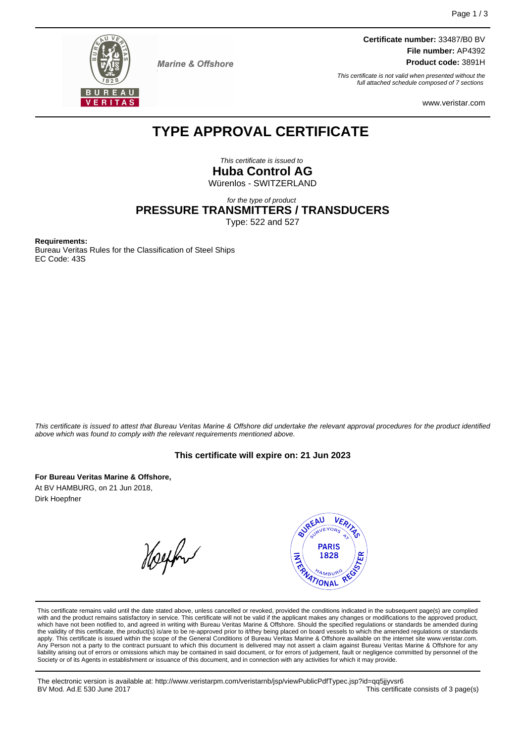Marine & Offshore

**Certificate number:** 33487/B0 BV
**File number:** AP4392
**Product code:** 3891H

*This certificate is not valid when presented without the full attached schedule composed of 7 sections*

www.veristar.com

# TYPE APPROVAL CERTIFICATE

*This certificate is issued to*
**Huba Control AG**
Würenlos - SWITZERLAND

*for the type of product*
**PRESSURE TRANSMITTERS / TRANSDUCERS**
Type: 522 and 527

**Requirements:**
Bureau Veritas Rules for the Classification of Steel Ships
EC Code: 43S

*This certificate is issued to attest that Bureau Veritas Marine & Offshore did undertake the relevant approval procedures for the product identified above which was found to comply with the relevant requirements mentioned above.*

**This certificate will expire on: 21 Jun 2023**

**For Bureau Veritas Marine & Offshore,**
At BV HAMBURG, on 21 Jun 2018,
Dirk Hoepfner

This certificate remains valid until the date stated above, unless cancelled or revoked, provided the conditions indicated in the subsequent page(s) are complied with and the product remains satisfactory in service. This certificate will not be valid if the applicant makes any changes or modifications to the approved product, which have not been notified to, and agreed in writing with Bureau Veritas Marine & Offshore. Should the specified regulations or standards be amended during the validity of this certificate, the product(s) is/are to be re-approved prior to it/they being placed on board vessels to which the amended regulations or standards apply. This certificate is issued within the scope of the General Conditions of Bureau Veritas Marine & Offshore available on the internet site www.veristar.com. Any Person not a party to the contract pursuant to which this document is delivered may not assert a claim against Bureau Veritas Marine & Offshore for any liability arising out of errors or omissions which may be contained in said document, or for errors of judgement, fault or negligence committed by personnel of the Society or of its Agents in establishment or issuance of this document, and in connection with any activities for which it may provide.

The electronic version is available at: http://www.veristarpm.com/veristarnb/jsp/viewPublicPdfTypec.jsp?id=qq5jjyvsr6
BV Mod. Ad.E 530 June 2017 — This certificate consists of 3 page(s)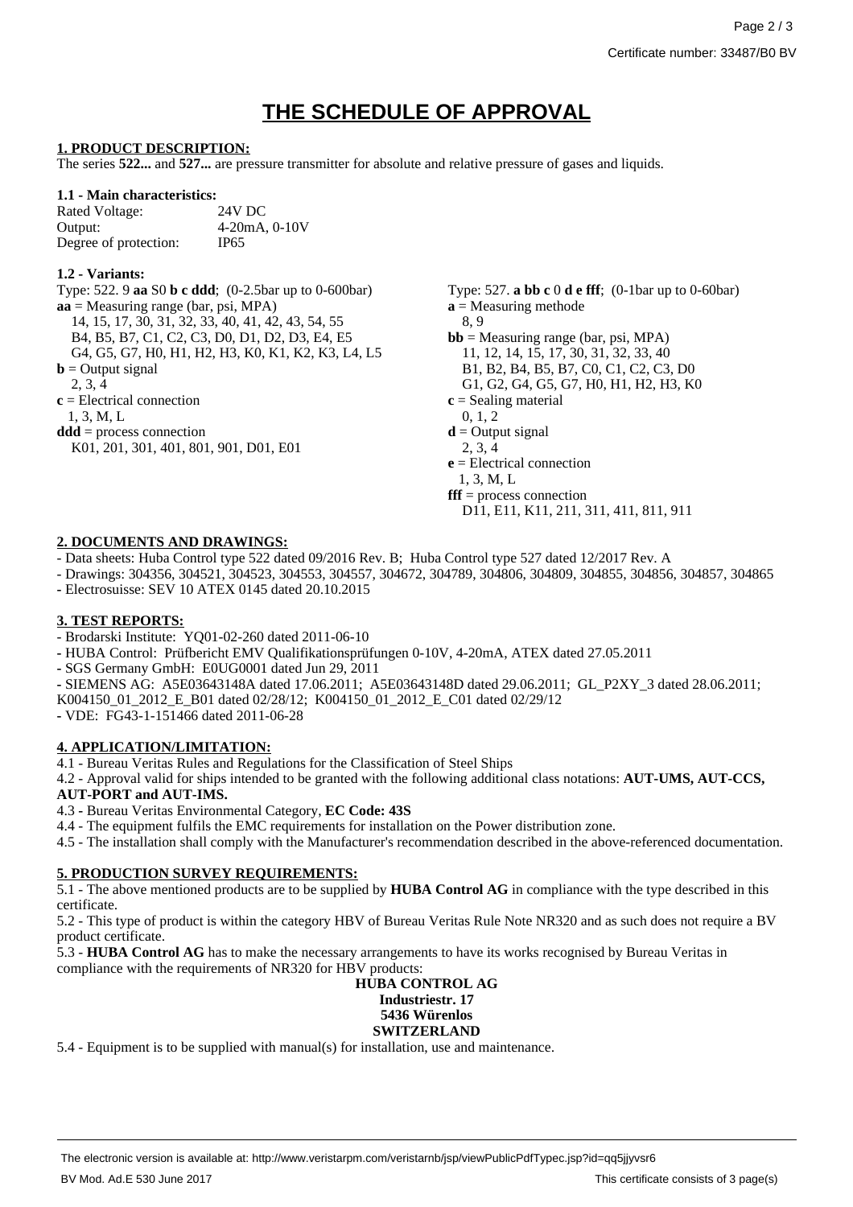# THE SCHEDULE OF APPROVAL

## 1. PRODUCT DESCRIPTION:

The series **522...** and **527...** are pressure transmitter for absolute and relative pressure of gases and liquids.

### 1.1 - Main characteristics:

| | |
|---|---|
| Rated Voltage: | 24V DC |
| Output: | 4-20mA, 0-10V |
| Degree of protection: | IP65 |

### 1.2 - Variants:

Type: 522. 9 **aa** S0 **b c ddd**; (0-2.5bar up to 0-600bar)

**aa** = Measuring range (bar, psi, MPA)
14, 15, 17, 30, 31, 32, 33, 40, 41, 42, 43, 54, 55
B4, B5, B7, C1, C2, C3, D0, D1, D2, D3, E4, E5
G4, G5, G7, H0, H1, H2, H3, K0, K1, K2, K3, L4, L5

**b** = Output signal
2, 3, 4

**c** = Electrical connection
1, 3, M, L

**ddd** = process connection
K01, 201, 301, 401, 801, 901, D01, E01

Type: 527. **a bb c** 0 **d e fff**; (0-1bar up to 0-60bar)

**a** = Measuring methode
8, 9

**bb** = Measuring range (bar, psi, MPA)
11, 12, 14, 15, 17, 30, 31, 32, 33, 40
B1, B2, B4, B5, B7, C0, C1, C2, C3, D0
G1, G2, G4, G5, G7, H0, H1, H2, H3, K0

**c** = Sealing material
0, 1, 2

**d** = Output signal
2, 3, 4

**e** = Electrical connection
1, 3, M, L

**fff** = process connection
D11, E11, K11, 211, 311, 411, 811, 911

## 2. DOCUMENTS AND DRAWINGS:

- Data sheets: Huba Control type 522 dated 09/2016 Rev. B; Huba Control type 527 dated 12/2017 Rev. A
- Drawings: 304356, 304521, 304523, 304553, 304557, 304672, 304789, 304806, 304809, 304855, 304856, 304857, 304865
- Electrosuisse: SEV 10 ATEX 0145 dated 20.10.2015

## 3. TEST REPORTS:

- Brodarski Institute: YQ01-02-260 dated 2011-06-10
- HUBA Control: Prüfbericht EMV Qualifikationsprüfungen 0-10V, 4-20mA, ATEX dated 27.05.2011
- SGS Germany GmbH: E0UG0001 dated Jun 29, 2011
- SIEMENS AG: A5E03643148A dated 17.06.2011; A5E03643148D dated 29.06.2011; GL_P2XY_3 dated 28.06.2011; K004150_01_2012_E_B01 dated 02/28/12; K004150_01_2012_E_C01 dated 02/29/12
- VDE: FG43-1-151466 dated 2011-06-28

## 4. APPLICATION/LIMITATION:

4.1 - Bureau Veritas Rules and Regulations for the Classification of Steel Ships

4.2 - Approval valid for ships intended to be granted with the following additional class notations: **AUT-UMS, AUT-CCS, AUT-PORT and AUT-IMS.**

4.3 - Bureau Veritas Environmental Category, **EC Code: 43S**

4.4 - The equipment fulfils the EMC requirements for installation on the Power distribution zone.

4.5 - The installation shall comply with the Manufacturer's recommendation described in the above-referenced documentation.

## 5. PRODUCTION SURVEY REQUIREMENTS:

5.1 - The above mentioned products are to be supplied by **HUBA Control AG** in compliance with the type described in this certificate.

5.2 - This type of product is within the category HBV of Bureau Veritas Rule Note NR320 and as such does not require a BV product certificate.

5.3 - **HUBA Control AG** has to make the necessary arrangements to have its works recognised by Bureau Veritas in compliance with the requirements of NR320 for HBV products:

**HUBA CONTROL AG**
**Industriestr. 17**
**5436 Würenlos**
**SWITZERLAND**

5.4 - Equipment is to be supplied with manual(s) for installation, use and maintenance.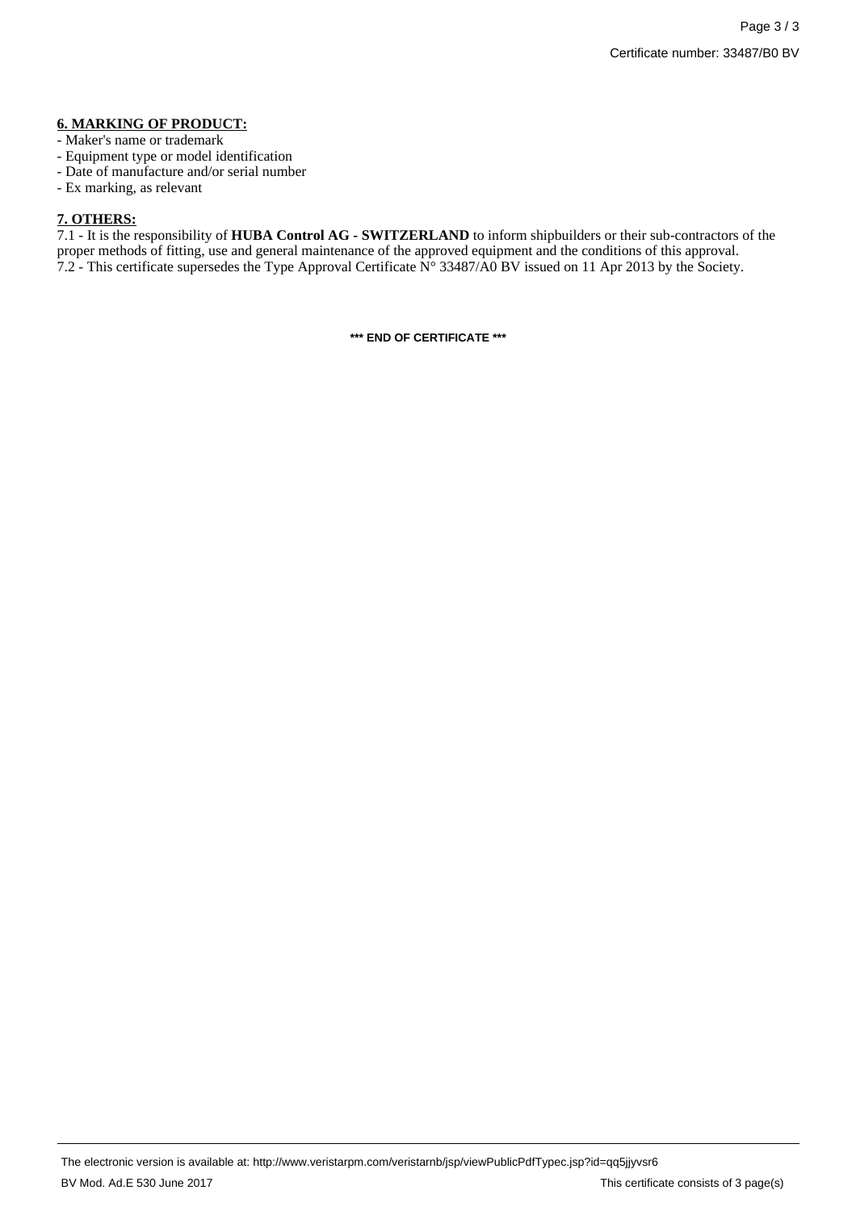**6. MARKING OF PRODUCT:**

- Maker's name or trademark
- Equipment type or model identification
- Date of manufacture and/or serial number
- Ex marking, as relevant

**7. OTHERS:**

7.1 - It is the responsibility of **HUBA Control AG - SWITZERLAND** to inform shipbuilders or their sub-contractors of the proper methods of fitting, use and general maintenance of the approved equipment and the conditions of this approval.
7.2 - This certificate supersedes the Type Approval Certificate N° 33487/A0 BV issued on 11 Apr 2013 by the Society.

**\*\*\* END OF CERTIFICATE \*\*\***

The electronic version is available at: http://www.veristarpm.com/veristarnb/jsp/viewPublicPdfTypec.jsp?id=qq5jjyvsr6

BV Mod. Ad.E 530 June 2017

This certificate consists of 3 page(s)